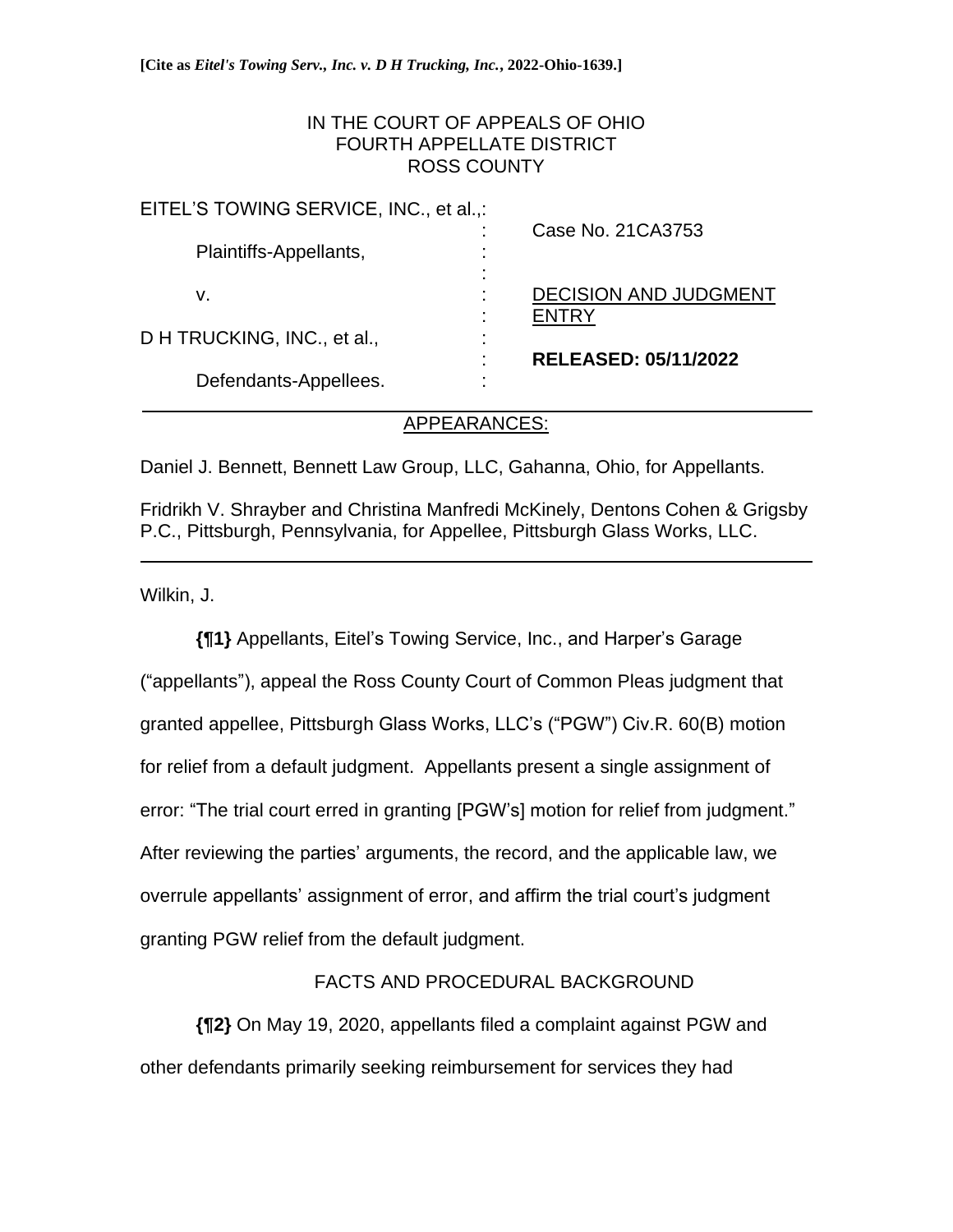**[Cite as *Eitel's Towing Serv., Inc. v. D H Trucking, Inc.*, 2022-Ohio-1639.]**

IN THE COURT OF APPEALS OF OHIO
FOURTH APPELLATE DISTRICT
ROSS COUNTY

| | | |
|---|---|---|
| EITEL'S TOWING SERVICE, INC., et al., | : | Case No. 21CA3753 |
| Plaintiffs-Appellants, | : | |
| v. | : | DECISION AND JUDGMENT ENTRY |
| D H TRUCKING, INC., et al., | : | **RELEASED: 05/11/2022** |
| Defendants-Appellees. | : | |

APPEARANCES:

Daniel J. Bennett, Bennett Law Group, LLC, Gahanna, Ohio, for Appellants.

Fridrikh V. Shrayber and Christina Manfredi McKinely, Dentons Cohen & Grigsby P.C., Pittsburgh, Pennsylvania, for Appellee, Pittsburgh Glass Works, LLC.

Wilkin, J.

**{¶1}** Appellants, Eitel's Towing Service, Inc., and Harper's Garage ("appellants"), appeal the Ross County Court of Common Pleas judgment that granted appellee, Pittsburgh Glass Works, LLC's ("PGW") Civ.R. 60(B) motion for relief from a default judgment. Appellants present a single assignment of error: "The trial court erred in granting [PGW's] motion for relief from judgment." After reviewing the parties' arguments, the record, and the applicable law, we overrule appellants' assignment of error, and affirm the trial court's judgment granting PGW relief from the default judgment.

FACTS AND PROCEDURAL BACKGROUND

**{¶2}** On May 19, 2020, appellants filed a complaint against PGW and other defendants primarily seeking reimbursement for services they had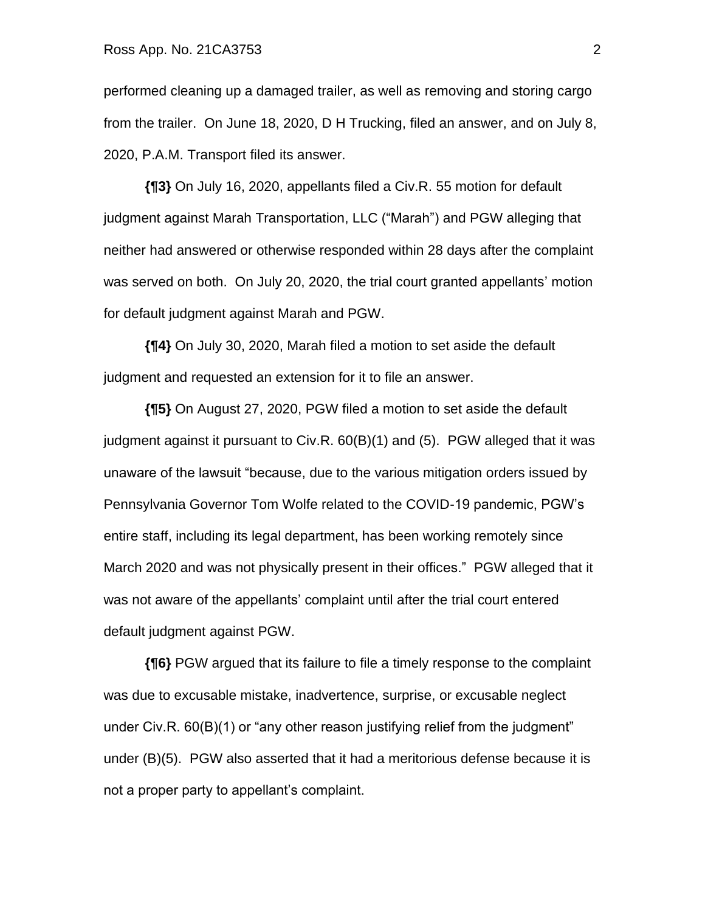performed cleaning up a damaged trailer, as well as removing and storing cargo from the trailer. On June 18, 2020, D H Trucking, filed an answer, and on July 8, 2020, P.A.M. Transport filed its answer.

**{¶3}** On July 16, 2020, appellants filed a Civ.R. 55 motion for default judgment against Marah Transportation, LLC ("Marah") and PGW alleging that neither had answered or otherwise responded within 28 days after the complaint was served on both. On July 20, 2020, the trial court granted appellants' motion for default judgment against Marah and PGW.

**{¶4}** On July 30, 2020, Marah filed a motion to set aside the default judgment and requested an extension for it to file an answer.

**{¶5}** On August 27, 2020, PGW filed a motion to set aside the default judgment against it pursuant to Civ.R. 60(B)(1) and (5). PGW alleged that it was unaware of the lawsuit "because, due to the various mitigation orders issued by Pennsylvania Governor Tom Wolfe related to the COVID-19 pandemic, PGW's entire staff, including its legal department, has been working remotely since March 2020 and was not physically present in their offices." PGW alleged that it was not aware of the appellants' complaint until after the trial court entered default judgment against PGW.

**{¶6}** PGW argued that its failure to file a timely response to the complaint was due to excusable mistake, inadvertence, surprise, or excusable neglect under Civ.R. 60(B)(1) or "any other reason justifying relief from the judgment" under (B)(5). PGW also asserted that it had a meritorious defense because it is not a proper party to appellant's complaint.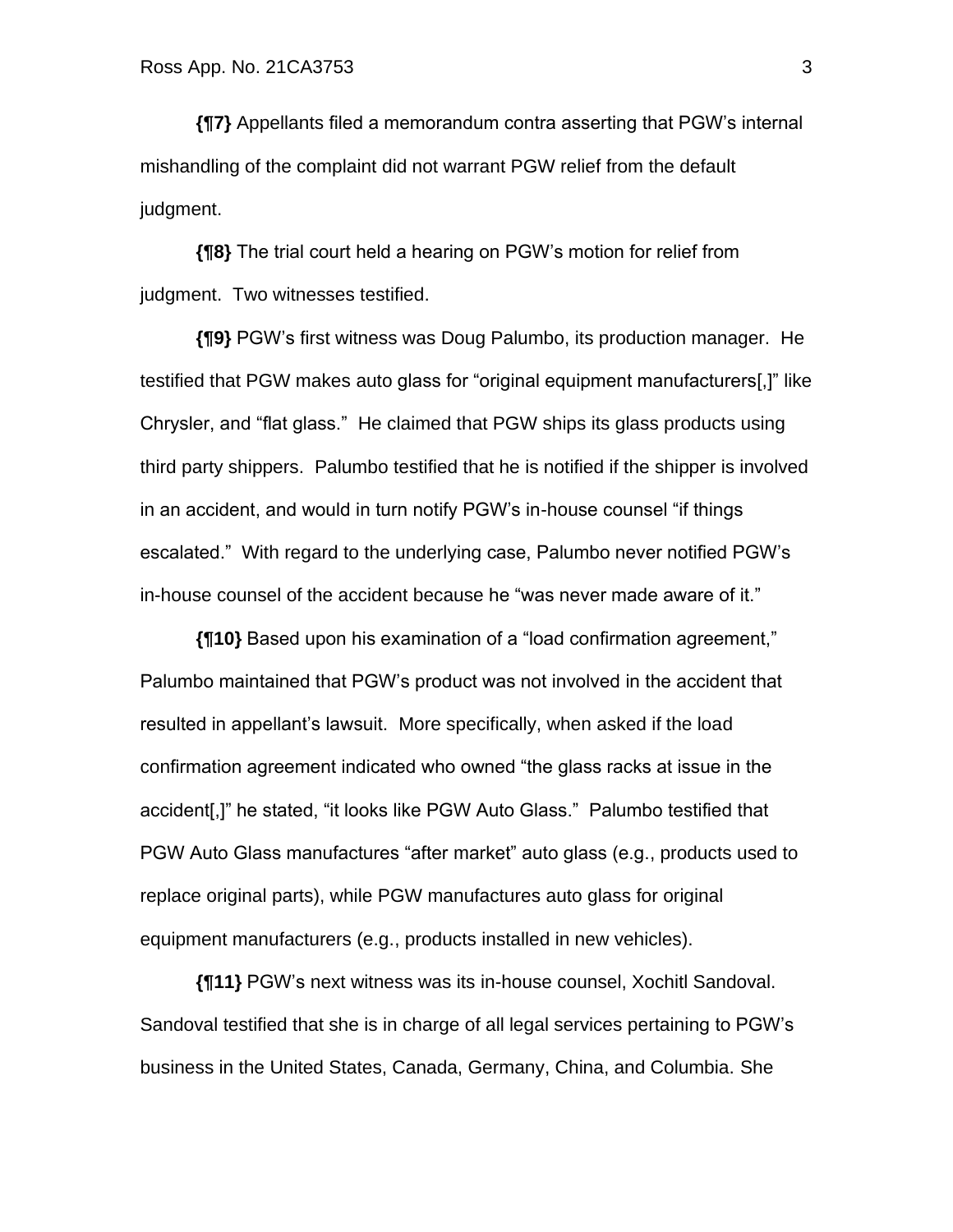**{¶7}** Appellants filed a memorandum contra asserting that PGW's internal mishandling of the complaint did not warrant PGW relief from the default judgment.

**{¶8}** The trial court held a hearing on PGW's motion for relief from judgment. Two witnesses testified.

**{¶9}** PGW's first witness was Doug Palumbo, its production manager. He testified that PGW makes auto glass for "original equipment manufacturers[,]" like Chrysler, and "flat glass." He claimed that PGW ships its glass products using third party shippers. Palumbo testified that he is notified if the shipper is involved in an accident, and would in turn notify PGW's in-house counsel "if things escalated." With regard to the underlying case, Palumbo never notified PGW's in-house counsel of the accident because he "was never made aware of it."

**{¶10}** Based upon his examination of a "load confirmation agreement," Palumbo maintained that PGW's product was not involved in the accident that resulted in appellant's lawsuit. More specifically, when asked if the load confirmation agreement indicated who owned "the glass racks at issue in the accident[,]" he stated, "it looks like PGW Auto Glass." Palumbo testified that PGW Auto Glass manufactures "after market" auto glass (e.g., products used to replace original parts), while PGW manufactures auto glass for original equipment manufacturers (e.g., products installed in new vehicles).

**{¶11}** PGW's next witness was its in-house counsel, Xochitl Sandoval. Sandoval testified that she is in charge of all legal services pertaining to PGW's business in the United States, Canada, Germany, China, and Columbia. She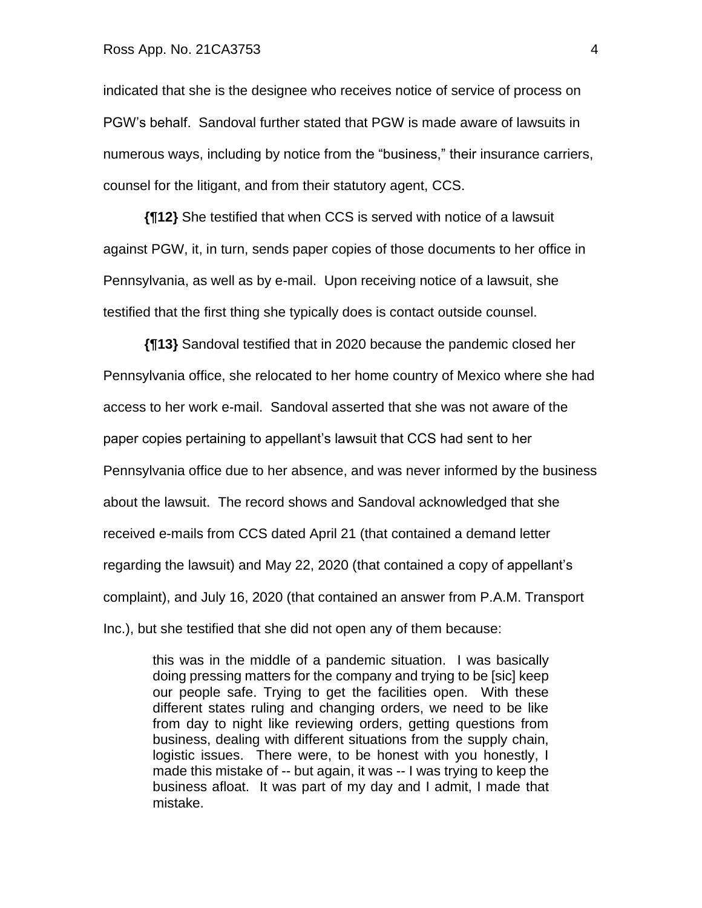indicated that she is the designee who receives notice of service of process on PGW's behalf. Sandoval further stated that PGW is made aware of lawsuits in numerous ways, including by notice from the "business," their insurance carriers, counsel for the litigant, and from their statutory agent, CCS.

**{¶12}** She testified that when CCS is served with notice of a lawsuit against PGW, it, in turn, sends paper copies of those documents to her office in Pennsylvania, as well as by e-mail. Upon receiving notice of a lawsuit, she testified that the first thing she typically does is contact outside counsel.

**{¶13}** Sandoval testified that in 2020 because the pandemic closed her Pennsylvania office, she relocated to her home country of Mexico where she had access to her work e-mail. Sandoval asserted that she was not aware of the paper copies pertaining to appellant's lawsuit that CCS had sent to her Pennsylvania office due to her absence, and was never informed by the business about the lawsuit. The record shows and Sandoval acknowledged that she received e-mails from CCS dated April 21 (that contained a demand letter regarding the lawsuit) and May 22, 2020 (that contained a copy of appellant's complaint), and July 16, 2020 (that contained an answer from P.A.M. Transport Inc.), but she testified that she did not open any of them because:

> this was in the middle of a pandemic situation. I was basically doing pressing matters for the company and trying to be [sic] keep our people safe. Trying to get the facilities open. With these different states ruling and changing orders, we need to be like from day to night like reviewing orders, getting questions from business, dealing with different situations from the supply chain, logistic issues. There were, to be honest with you honestly, I made this mistake of -- but again, it was -- I was trying to keep the business afloat. It was part of my day and I admit, I made that mistake.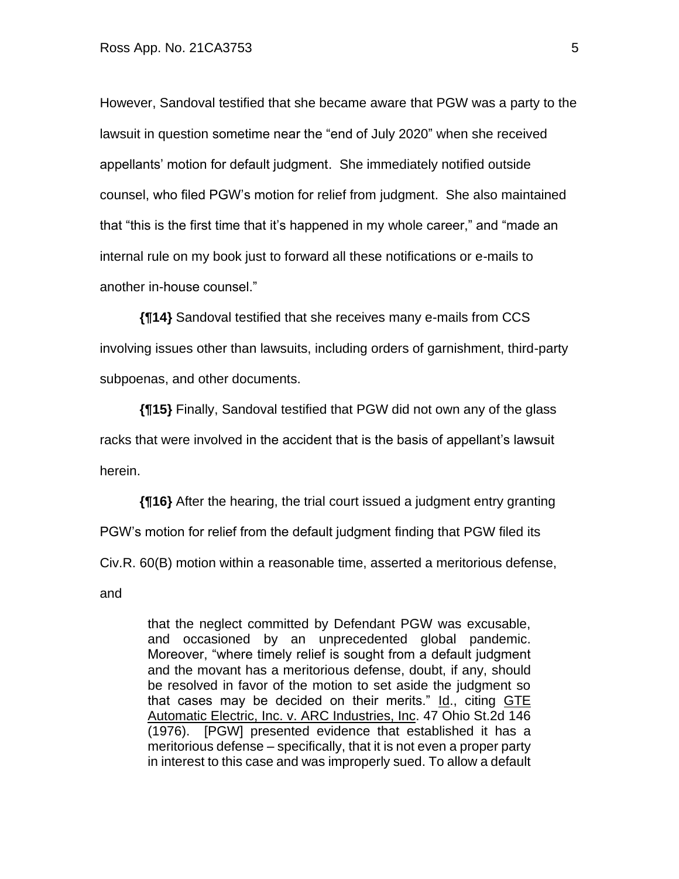However, Sandoval testified that she became aware that PGW was a party to the lawsuit in question sometime near the "end of July 2020" when she received appellants' motion for default judgment. She immediately notified outside counsel, who filed PGW's motion for relief from judgment. She also maintained that "this is the first time that it's happened in my whole career," and "made an internal rule on my book just to forward all these notifications or e-mails to another in-house counsel."

**{¶14}** Sandoval testified that she receives many e-mails from CCS involving issues other than lawsuits, including orders of garnishment, third-party subpoenas, and other documents.

**{¶15}** Finally, Sandoval testified that PGW did not own any of the glass racks that were involved in the accident that is the basis of appellant's lawsuit herein.

**{¶16}** After the hearing, the trial court issued a judgment entry granting PGW's motion for relief from the default judgment finding that PGW filed its Civ.R. 60(B) motion within a reasonable time, asserted a meritorious defense, and

> that the neglect committed by Defendant PGW was excusable, and occasioned by an unprecedented global pandemic. Moreover, "where timely relief is sought from a default judgment and the movant has a meritorious defense, doubt, if any, should be resolved in favor of the motion to set aside the judgment so that cases may be decided on their merits." Id., citing GTE Automatic Electric, Inc. v. ARC Industries, Inc. 47 Ohio St.2d 146 (1976). [PGW] presented evidence that established it has a meritorious defense – specifically, that it is not even a proper party in interest to this case and was improperly sued. To allow a default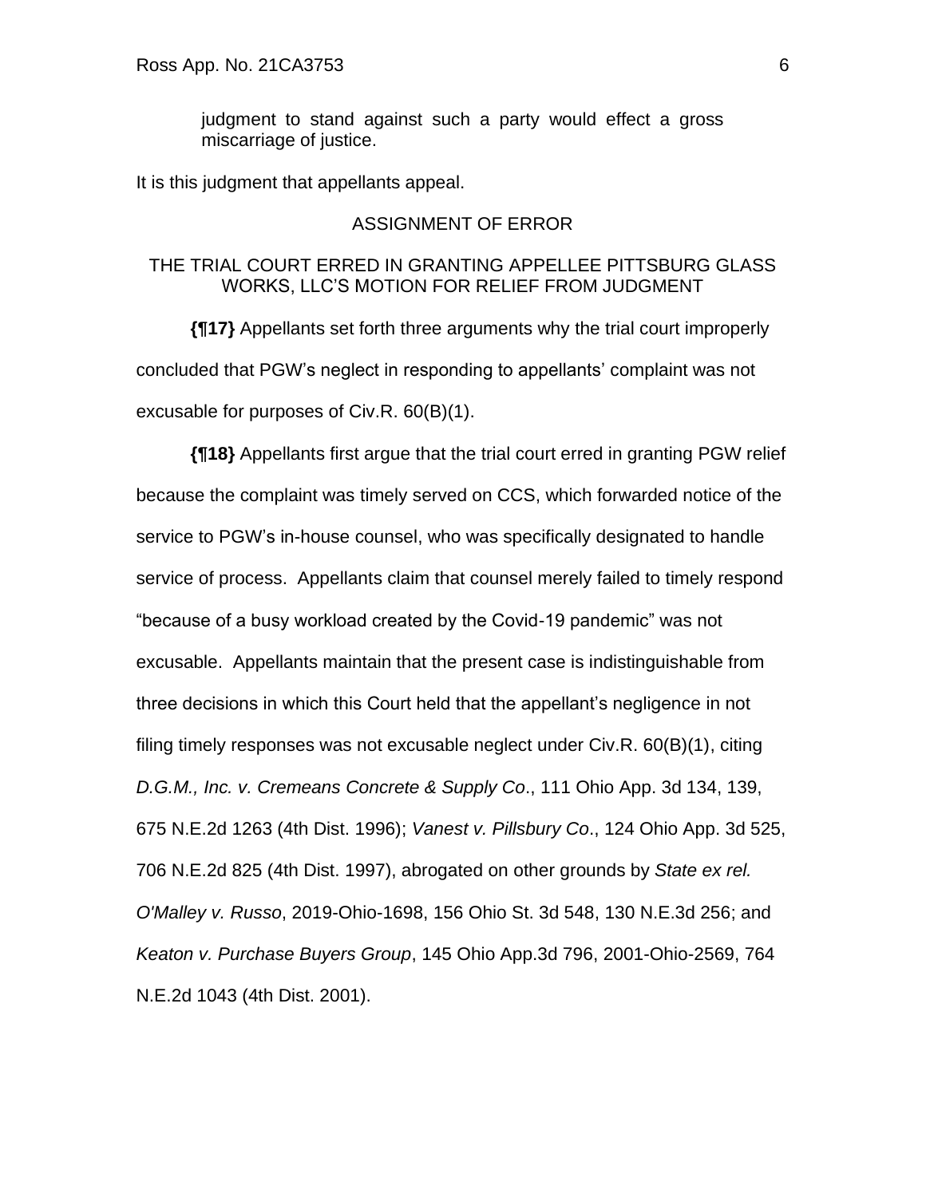> judgment to stand against such a party would effect a gross miscarriage of justice.

It is this judgment that appellants appeal.

ASSIGNMENT OF ERROR

THE TRIAL COURT ERRED IN GRANTING APPELLEE PITTSBURG GLASS WORKS, LLC'S MOTION FOR RELIEF FROM JUDGMENT

**{¶17}** Appellants set forth three arguments why the trial court improperly concluded that PGW's neglect in responding to appellants' complaint was not excusable for purposes of Civ.R. 60(B)(1).

**{¶18}** Appellants first argue that the trial court erred in granting PGW relief because the complaint was timely served on CCS, which forwarded notice of the service to PGW's in-house counsel, who was specifically designated to handle service of process. Appellants claim that counsel merely failed to timely respond "because of a busy workload created by the Covid-19 pandemic" was not excusable. Appellants maintain that the present case is indistinguishable from three decisions in which this Court held that the appellant's negligence in not filing timely responses was not excusable neglect under Civ.R. 60(B)(1), citing *D.G.M., Inc. v. Cremeans Concrete & Supply Co*., 111 Ohio App. 3d 134, 139, 675 N.E.2d 1263 (4th Dist. 1996); *Vanest v. Pillsbury Co*., 124 Ohio App. 3d 525, 706 N.E.2d 825 (4th Dist. 1997), abrogated on other grounds by *State ex rel. O'Malley v. Russo*, 2019-Ohio-1698, 156 Ohio St. 3d 548, 130 N.E.3d 256; and *Keaton v. Purchase Buyers Group*, 145 Ohio App.3d 796, 2001-Ohio-2569, 764 N.E.2d 1043 (4th Dist. 2001).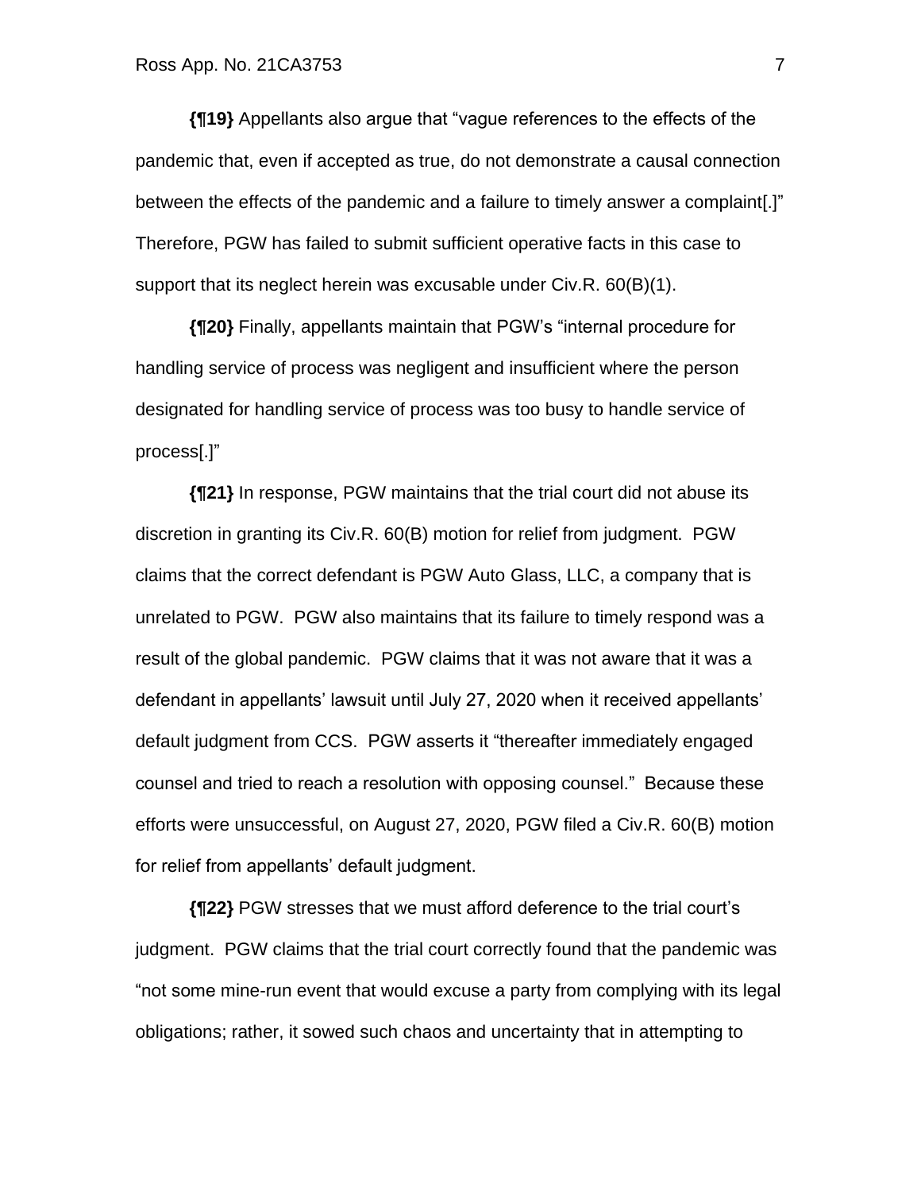**{¶19}** Appellants also argue that "vague references to the effects of the pandemic that, even if accepted as true, do not demonstrate a causal connection between the effects of the pandemic and a failure to timely answer a complaint[.]" Therefore, PGW has failed to submit sufficient operative facts in this case to support that its neglect herein was excusable under Civ.R. 60(B)(1).

**{¶20}** Finally, appellants maintain that PGW's "internal procedure for handling service of process was negligent and insufficient where the person designated for handling service of process was too busy to handle service of process[.]"

**{¶21}** In response, PGW maintains that the trial court did not abuse its discretion in granting its Civ.R. 60(B) motion for relief from judgment. PGW claims that the correct defendant is PGW Auto Glass, LLC, a company that is unrelated to PGW. PGW also maintains that its failure to timely respond was a result of the global pandemic. PGW claims that it was not aware that it was a defendant in appellants' lawsuit until July 27, 2020 when it received appellants' default judgment from CCS. PGW asserts it "thereafter immediately engaged counsel and tried to reach a resolution with opposing counsel." Because these efforts were unsuccessful, on August 27, 2020, PGW filed a Civ.R. 60(B) motion for relief from appellants' default judgment.

**{¶22}** PGW stresses that we must afford deference to the trial court's judgment. PGW claims that the trial court correctly found that the pandemic was "not some mine-run event that would excuse a party from complying with its legal obligations; rather, it sowed such chaos and uncertainty that in attempting to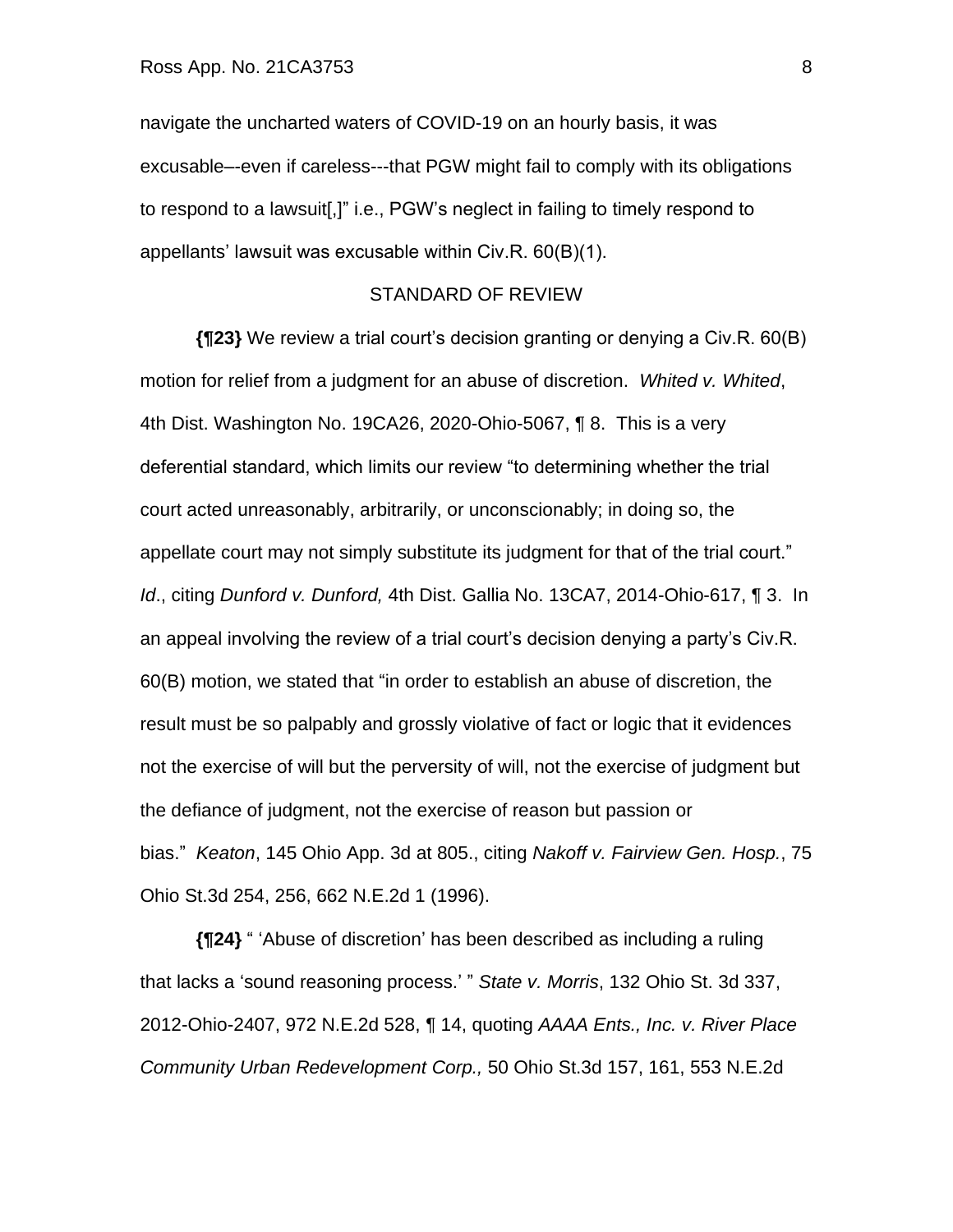navigate the uncharted waters of COVID-19 on an hourly basis, it was excusable–-even if careless---that PGW might fail to comply with its obligations to respond to a lawsuit[,]" i.e., PGW's neglect in failing to timely respond to appellants' lawsuit was excusable within Civ.R. 60(B)(1).

STANDARD OF REVIEW

**{¶23}** We review a trial court's decision granting or denying a Civ.R. 60(B) motion for relief from a judgment for an abuse of discretion. *Whited v. Whited*, 4th Dist. Washington No. 19CA26, 2020-Ohio-5067, ¶ 8. This is a very deferential standard, which limits our review "to determining whether the trial court acted unreasonably, arbitrarily, or unconscionably; in doing so, the appellate court may not simply substitute its judgment for that of the trial court." *Id*., citing *Dunford v. Dunford,* 4th Dist. Gallia No. 13CA7, 2014-Ohio-617, ¶ 3. In an appeal involving the review of a trial court's decision denying a party's Civ.R. 60(B) motion, we stated that "in order to establish an abuse of discretion, the result must be so palpably and grossly violative of fact or logic that it evidences not the exercise of will but the perversity of will, not the exercise of judgment but the defiance of judgment, not the exercise of reason but passion or bias." *Keaton*, 145 Ohio App. 3d at 805., citing *Nakoff v. Fairview Gen. Hosp.*, 75 Ohio St.3d 254, 256, 662 N.E.2d 1 (1996).

**{¶24}** " 'Abuse of discretion' has been described as including a ruling that lacks a 'sound reasoning process.' " *State v. Morris*, 132 Ohio St. 3d 337, 2012-Ohio-2407, 972 N.E.2d 528, ¶ 14, quoting *AAAA Ents., Inc. v. River Place Community Urban Redevelopment Corp.,* 50 Ohio St.3d 157, 161, 553 N.E.2d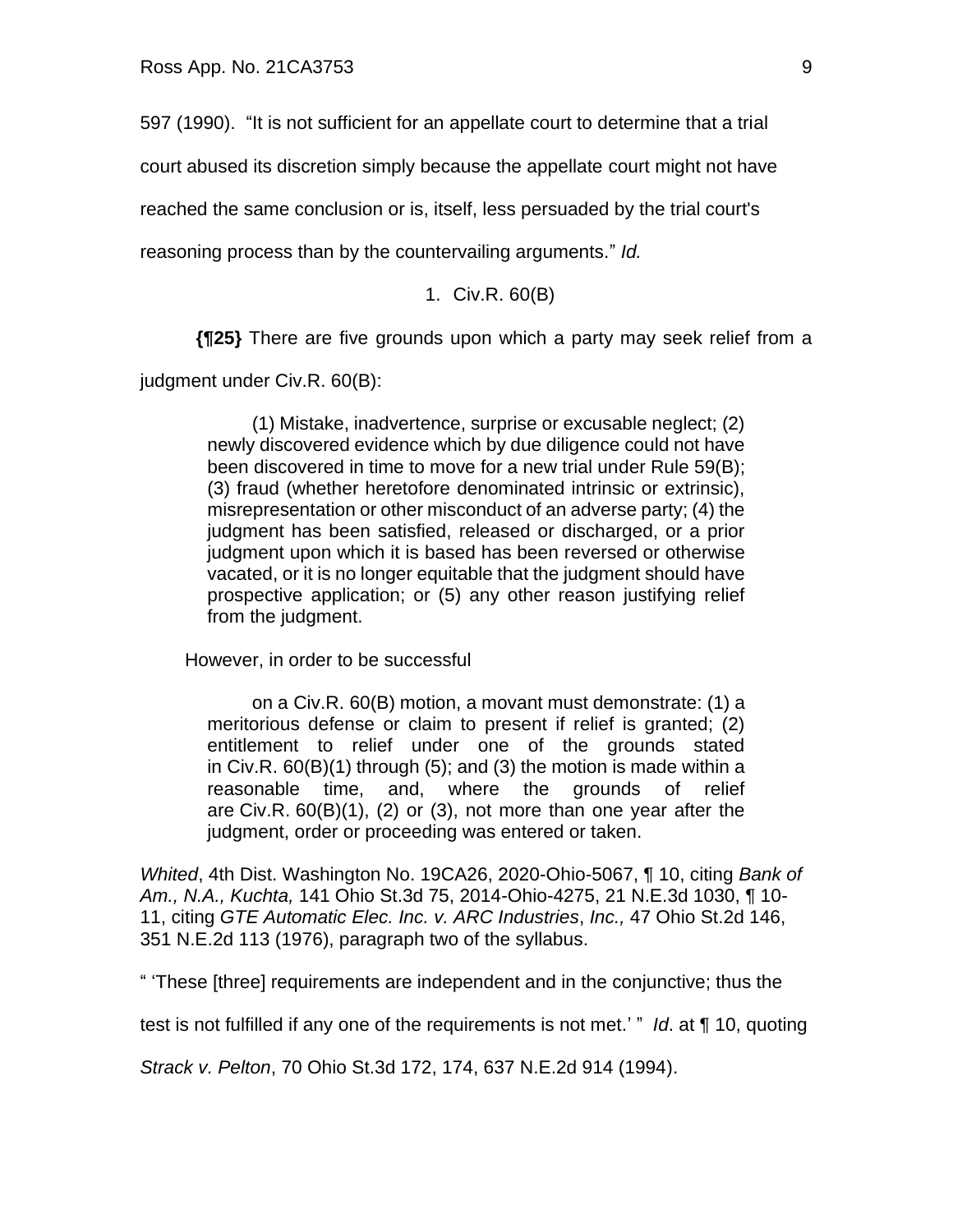597 (1990). "It is not sufficient for an appellate court to determine that a trial court abused its discretion simply because the appellate court might not have reached the same conclusion or is, itself, less persuaded by the trial court's reasoning process than by the countervailing arguments." *Id.*

1. Civ.R. 60(B)

**{¶25}** There are five grounds upon which a party may seek relief from a judgment under Civ.R. 60(B):

> (1) Mistake, inadvertence, surprise or excusable neglect; (2) newly discovered evidence which by due diligence could not have been discovered in time to move for a new trial under Rule 59(B); (3) fraud (whether heretofore denominated intrinsic or extrinsic), misrepresentation or other misconduct of an adverse party; (4) the judgment has been satisfied, released or discharged, or a prior judgment upon which it is based has been reversed or otherwise vacated, or it is no longer equitable that the judgment should have prospective application; or (5) any other reason justifying relief from the judgment.

However, in order to be successful

> on a Civ.R. 60(B) motion, a movant must demonstrate: (1) a meritorious defense or claim to present if relief is granted; (2) entitlement to relief under one of the grounds stated in Civ.R. 60(B)(1) through (5); and (3) the motion is made within a reasonable time, and, where the grounds of relief are Civ.R. 60(B)(1), (2) or (3), not more than one year after the judgment, order or proceeding was entered or taken.

*Whited*, 4th Dist. Washington No. 19CA26, 2020-Ohio-5067, ¶ 10, citing *Bank of Am., N.A., Kuchta,* 141 Ohio St.3d 75, 2014-Ohio-4275, 21 N.E.3d 1030, ¶ 10-11, citing *GTE Automatic Elec. Inc. v. ARC Industries*, *Inc.,* 47 Ohio St.2d 146, 351 N.E.2d 113 (1976), paragraph two of the syllabus.

" 'These [three] requirements are independent and in the conjunctive; thus the test is not fulfilled if any one of the requirements is not met.' " *Id*. at ¶ 10, quoting *Strack v. Pelton*, 70 Ohio St.3d 172, 174, 637 N.E.2d 914 (1994).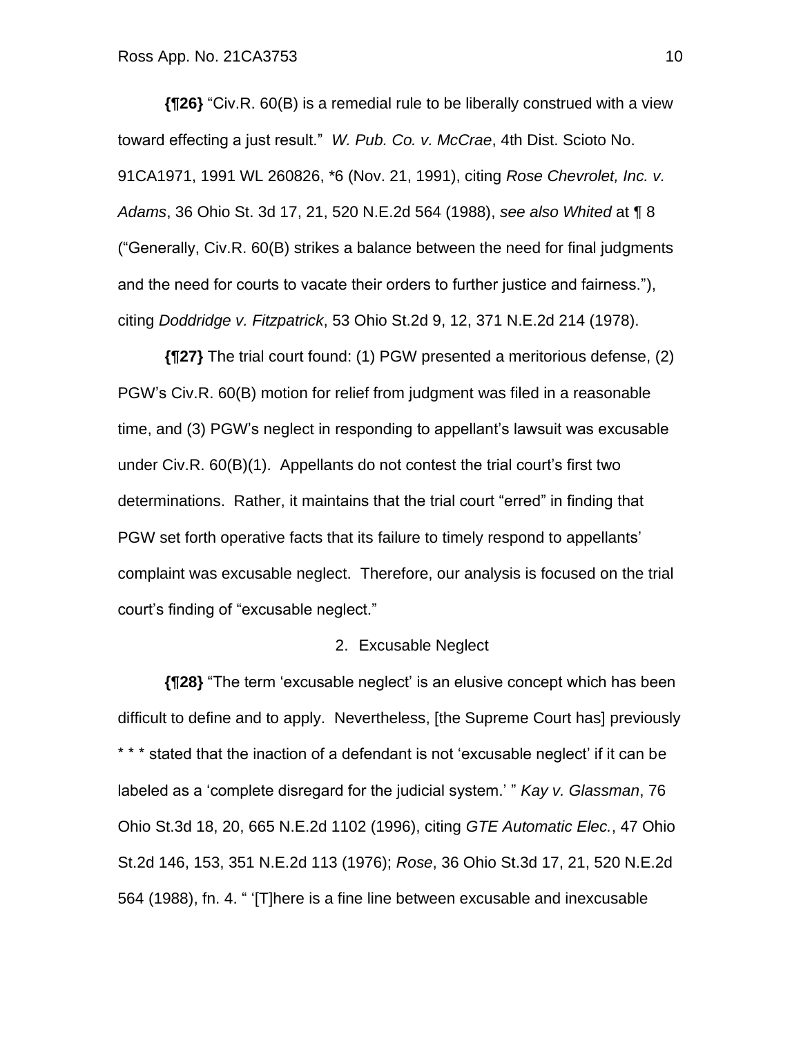**{¶26}** "Civ.R. 60(B) is a remedial rule to be liberally construed with a view toward effecting a just result." *W. Pub. Co. v. McCrae*, 4th Dist. Scioto No. 91CA1971, 1991 WL 260826, *6 (Nov. 21, 1991), citing *Rose Chevrolet, Inc. v. Adams*, 36 Ohio St. 3d 17, 21, 520 N.E.2d 564 (1988), *see also Whited* at ¶ 8 ("Generally, Civ.R. 60(B) strikes a balance between the need for final judgments and the need for courts to vacate their orders to further justice and fairness."), citing *Doddridge v. Fitzpatrick*, 53 Ohio St.2d 9, 12, 371 N.E.2d 214 (1978).

**{¶27}** The trial court found: (1) PGW presented a meritorious defense, (2) PGW's Civ.R. 60(B) motion for relief from judgment was filed in a reasonable time, and (3) PGW's neglect in responding to appellant's lawsuit was excusable under Civ.R. 60(B)(1). Appellants do not contest the trial court's first two determinations. Rather, it maintains that the trial court "erred" in finding that PGW set forth operative facts that its failure to timely respond to appellants' complaint was excusable neglect. Therefore, our analysis is focused on the trial court's finding of "excusable neglect."

2. Excusable Neglect

**{¶28}** "The term 'excusable neglect' is an elusive concept which has been difficult to define and to apply. Nevertheless, [the Supreme Court has] previously * * * stated that the inaction of a defendant is not 'excusable neglect' if it can be labeled as a 'complete disregard for the judicial system.' " *Kay v. Glassman*, 76 Ohio St.3d 18, 20, 665 N.E.2d 1102 (1996), citing *GTE Automatic Elec.*, 47 Ohio St.2d 146, 153, 351 N.E.2d 113 (1976); *Rose*, 36 Ohio St.3d 17, 21, 520 N.E.2d 564 (1988), fn. 4. " '[T]here is a fine line between excusable and inexcusable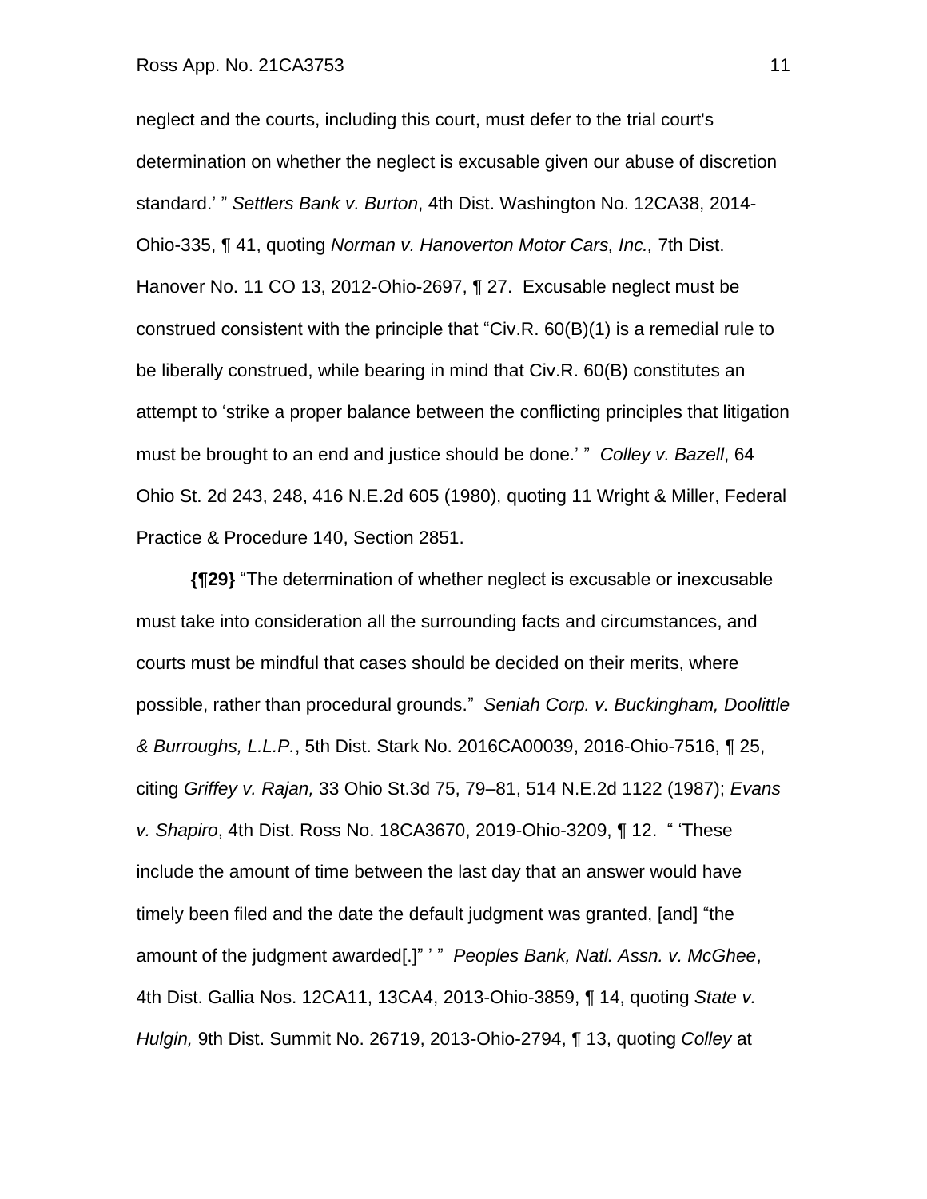neglect and the courts, including this court, must defer to the trial court's determination on whether the neglect is excusable given our abuse of discretion standard.' " *Settlers Bank v. Burton*, 4th Dist. Washington No. 12CA38, 2014-Ohio-335, ¶ 41, quoting *Norman v. Hanoverton Motor Cars, Inc.,* 7th Dist. Hanover No. 11 CO 13, 2012-Ohio-2697, ¶ 27. Excusable neglect must be construed consistent with the principle that "Civ.R. 60(B)(1) is a remedial rule to be liberally construed, while bearing in mind that Civ.R. 60(B) constitutes an attempt to 'strike a proper balance between the conflicting principles that litigation must be brought to an end and justice should be done.' " *Colley v. Bazell*, 64 Ohio St. 2d 243, 248, 416 N.E.2d 605 (1980), quoting 11 Wright & Miller, Federal Practice & Procedure 140, Section 2851.

**{¶29}** "The determination of whether neglect is excusable or inexcusable must take into consideration all the surrounding facts and circumstances, and courts must be mindful that cases should be decided on their merits, where possible, rather than procedural grounds." *Seniah Corp. v. Buckingham, Doolittle & Burroughs, L.L.P.*, 5th Dist. Stark No. 2016CA00039, 2016-Ohio-7516, ¶ 25, citing *Griffey v. Rajan,* 33 Ohio St.3d 75, 79–81, 514 N.E.2d 1122 (1987); *Evans v. Shapiro*, 4th Dist. Ross No. 18CA3670, 2019-Ohio-3209, ¶ 12. " 'These include the amount of time between the last day that an answer would have timely been filed and the date the default judgment was granted, [and] "the amount of the judgment awarded[.]" ' " *Peoples Bank, Natl. Assn. v. McGhee*, 4th Dist. Gallia Nos. 12CA11, 13CA4, 2013-Ohio-3859, ¶ 14, quoting *State v. Hulgin,* 9th Dist. Summit No. 26719, 2013-Ohio-2794, ¶ 13, quoting *Colley* at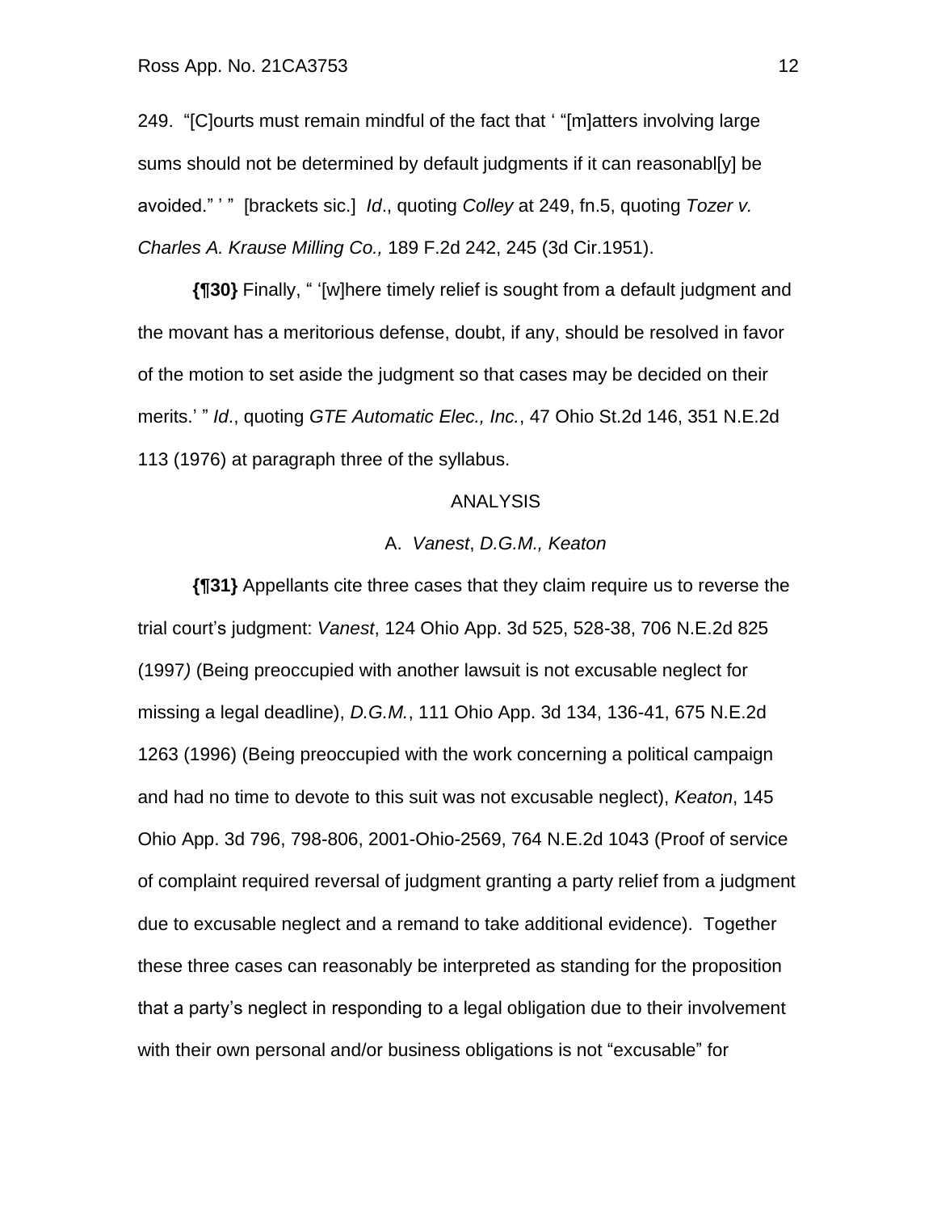249. "[C]ourts must remain mindful of the fact that ' "[m]atters involving large sums should not be determined by default judgments if it can reasonabl[y] be avoided." ' " [brackets sic.] *Id*., quoting *Colley* at 249, fn.5, quoting *Tozer v. Charles A. Krause Milling Co.,* 189 F.2d 242, 245 (3d Cir.1951).

**{¶30}** Finally, " '[w]here timely relief is sought from a default judgment and the movant has a meritorious defense, doubt, if any, should be resolved in favor of the motion to set aside the judgment so that cases may be decided on their merits.' " *Id*., quoting *GTE Automatic Elec., Inc.*, 47 Ohio St.2d 146, 351 N.E.2d 113 (1976) at paragraph three of the syllabus.

## ANALYSIS

### A. *Vanest*, *D.G.M., Keaton*

**{¶31}** Appellants cite three cases that they claim require us to reverse the trial court's judgment: *Vanest*, 124 Ohio App. 3d 525, 528-38, 706 N.E.2d 825 (1997*)* (Being preoccupied with another lawsuit is not excusable neglect for missing a legal deadline), *D.G.M.*, 111 Ohio App. 3d 134, 136-41, 675 N.E.2d 1263 (1996) (Being preoccupied with the work concerning a political campaign and had no time to devote to this suit was not excusable neglect), *Keaton*, 145 Ohio App. 3d 796, 798-806, 2001-Ohio-2569, 764 N.E.2d 1043 (Proof of service of complaint required reversal of judgment granting a party relief from a judgment due to excusable neglect and a remand to take additional evidence). Together these three cases can reasonably be interpreted as standing for the proposition that a party's neglect in responding to a legal obligation due to their involvement with their own personal and/or business obligations is not "excusable" for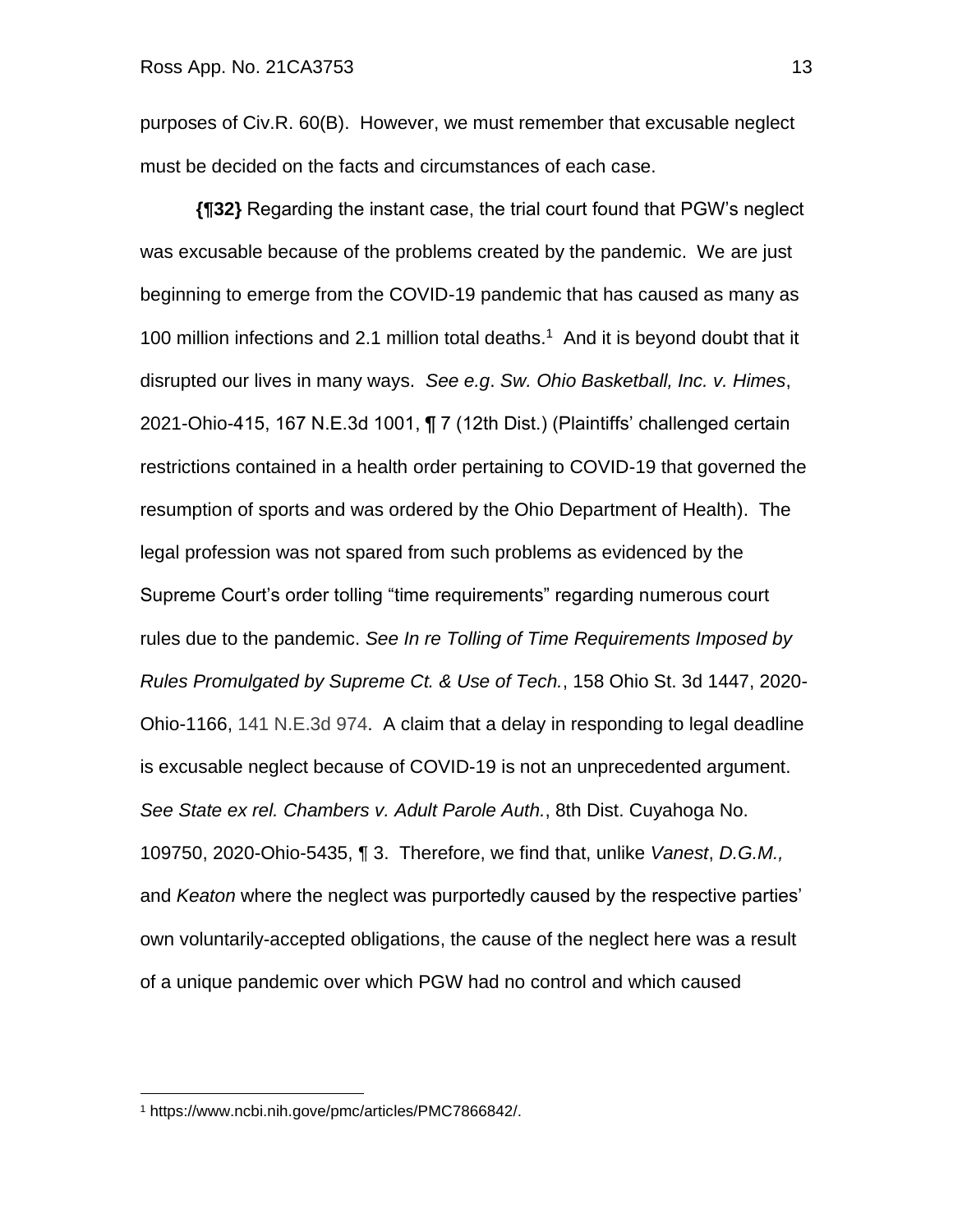purposes of Civ.R. 60(B). However, we must remember that excusable neglect must be decided on the facts and circumstances of each case.

**{¶32}** Regarding the instant case, the trial court found that PGW's neglect was excusable because of the problems created by the pandemic. We are just beginning to emerge from the COVID-19 pandemic that has caused as many as 100 million infections and 2.1 million total deaths.[1] And it is beyond doubt that it disrupted our lives in many ways. *See e.g*. *Sw. Ohio Basketball, Inc. v. Himes*, 2021-Ohio-415, 167 N.E.3d 1001, ¶ 7 (12th Dist.) (Plaintiffs' challenged certain restrictions contained in a health order pertaining to COVID-19 that governed the resumption of sports and was ordered by the Ohio Department of Health). The legal profession was not spared from such problems as evidenced by the Supreme Court's order tolling "time requirements" regarding numerous court rules due to the pandemic. *See In re Tolling of Time Requirements Imposed by Rules Promulgated by Supreme Ct. & Use of Tech.*, 158 Ohio St. 3d 1447, 2020-Ohio-1166, 141 N.E.3d 974. A claim that a delay in responding to legal deadline is excusable neglect because of COVID-19 is not an unprecedented argument. *See State ex rel. Chambers v. Adult Parole Auth.*, 8th Dist. Cuyahoga No. 109750, 2020-Ohio-5435, ¶ 3. Therefore, we find that, unlike *Vanest*, *D.G.M.,* and *Keaton* where the neglect was purportedly caused by the respective parties' own voluntarily-accepted obligations, the cause of the neglect here was a result of a unique pandemic over which PGW had no control and which caused

[1] https://www.ncbi.nih.gove/pmc/articles/PMC7866842/.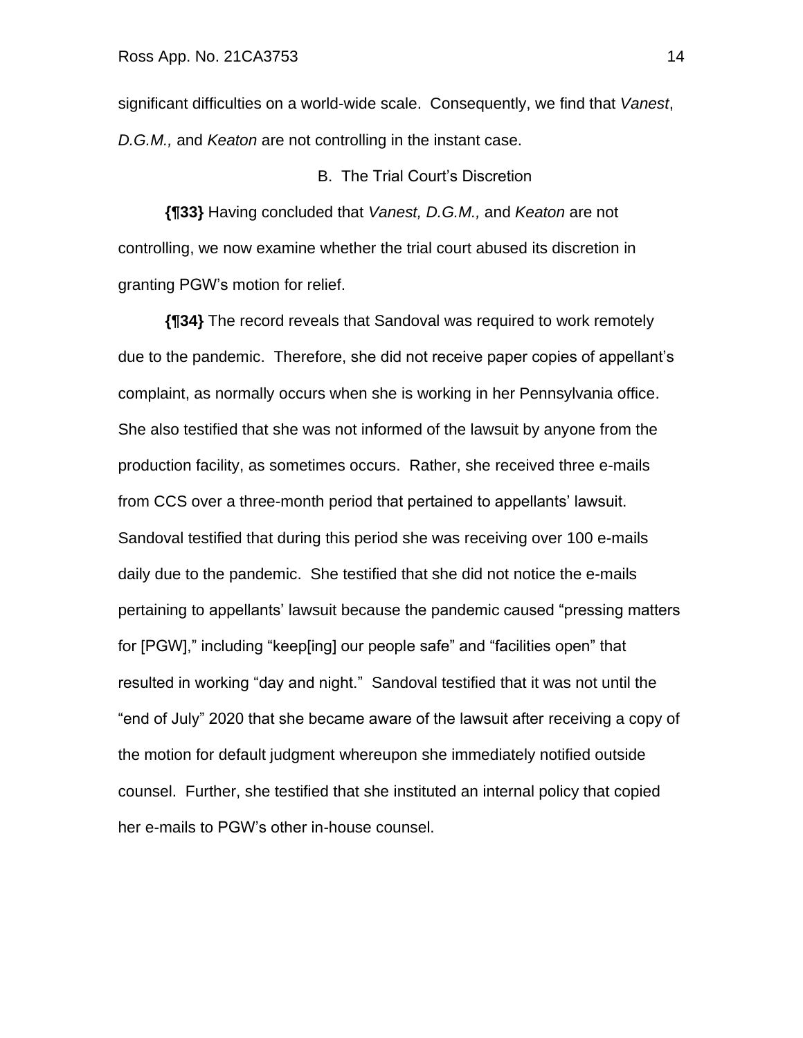significant difficulties on a world-wide scale. Consequently, we find that *Vanest*, *D.G.M.,* and *Keaton* are not controlling in the instant case.

B. The Trial Court's Discretion

**{¶33}** Having concluded that *Vanest, D.G.M.,* and *Keaton* are not controlling, we now examine whether the trial court abused its discretion in granting PGW's motion for relief.

**{¶34}** The record reveals that Sandoval was required to work remotely due to the pandemic. Therefore, she did not receive paper copies of appellant's complaint, as normally occurs when she is working in her Pennsylvania office. She also testified that she was not informed of the lawsuit by anyone from the production facility, as sometimes occurs. Rather, she received three e-mails from CCS over a three-month period that pertained to appellants' lawsuit. Sandoval testified that during this period she was receiving over 100 e-mails daily due to the pandemic. She testified that she did not notice the e-mails pertaining to appellants' lawsuit because the pandemic caused "pressing matters for [PGW]," including "keep[ing] our people safe" and "facilities open" that resulted in working "day and night." Sandoval testified that it was not until the "end of July" 2020 that she became aware of the lawsuit after receiving a copy of the motion for default judgment whereupon she immediately notified outside counsel. Further, she testified that she instituted an internal policy that copied her e-mails to PGW's other in-house counsel.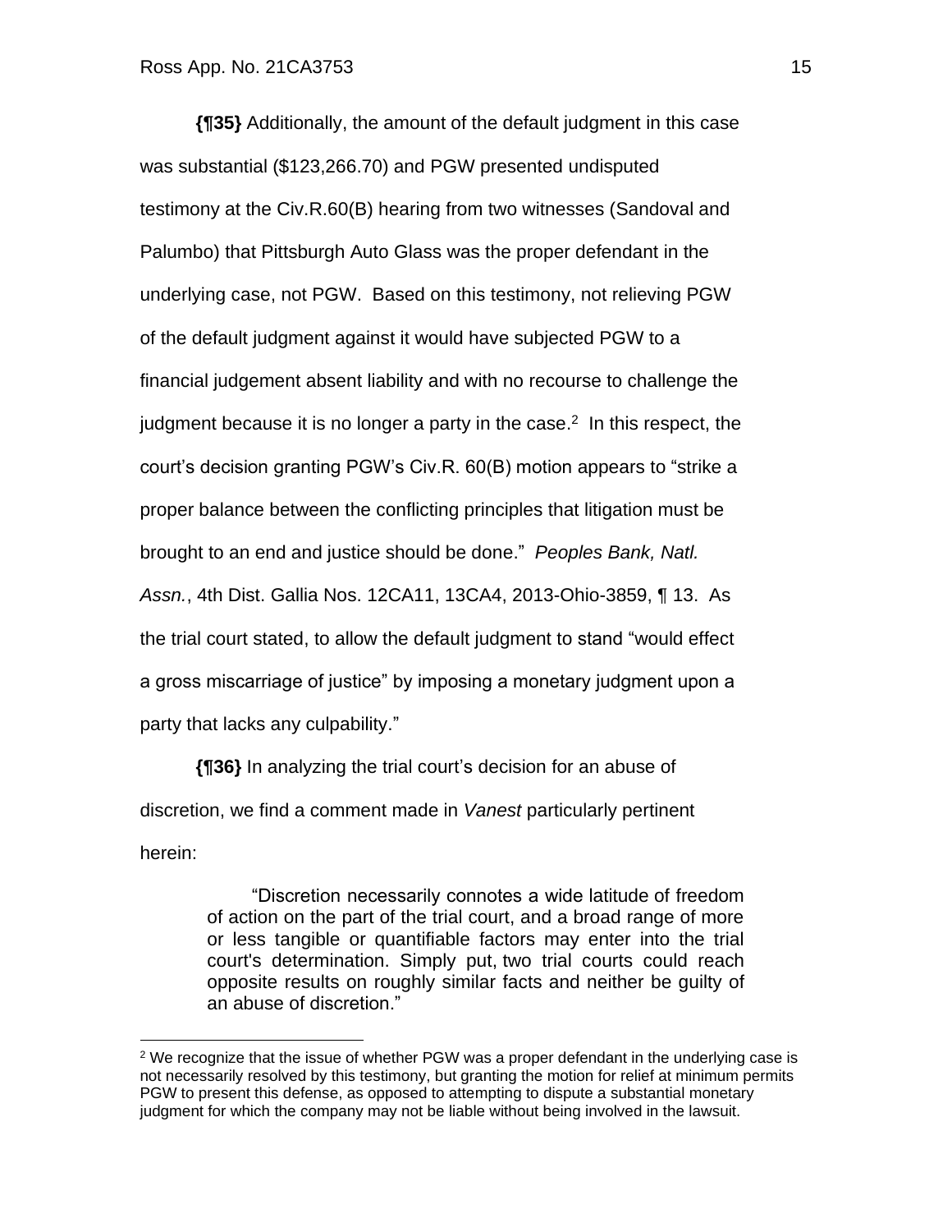**{¶35}** Additionally, the amount of the default judgment in this case was substantial ($123,266.70) and PGW presented undisputed testimony at the Civ.R.60(B) hearing from two witnesses (Sandoval and Palumbo) that Pittsburgh Auto Glass was the proper defendant in the underlying case, not PGW. Based on this testimony, not relieving PGW of the default judgment against it would have subjected PGW to a financial judgement absent liability and with no recourse to challenge the judgment because it is no longer a party in the case.[2] In this respect, the court's decision granting PGW's Civ.R. 60(B) motion appears to "strike a proper balance between the conflicting principles that litigation must be brought to an end and justice should be done." *Peoples Bank, Natl. Assn.*, 4th Dist. Gallia Nos. 12CA11, 13CA4, 2013-Ohio-3859, ¶ 13. As the trial court stated, to allow the default judgment to stand "would effect a gross miscarriage of justice" by imposing a monetary judgment upon a party that lacks any culpability."

**{¶36}** In analyzing the trial court's decision for an abuse of discretion, we find a comment made in *Vanest* particularly pertinent herein:

> "Discretion necessarily connotes a wide latitude of freedom of action on the part of the trial court, and a broad range of more or less tangible or quantifiable factors may enter into the trial court's determination. Simply put, two trial courts could reach opposite results on roughly similar facts and neither be guilty of an abuse of discretion."

[2] We recognize that the issue of whether PGW was a proper defendant in the underlying case is not necessarily resolved by this testimony, but granting the motion for relief at minimum permits PGW to present this defense, as opposed to attempting to dispute a substantial monetary judgment for which the company may not be liable without being involved in the lawsuit.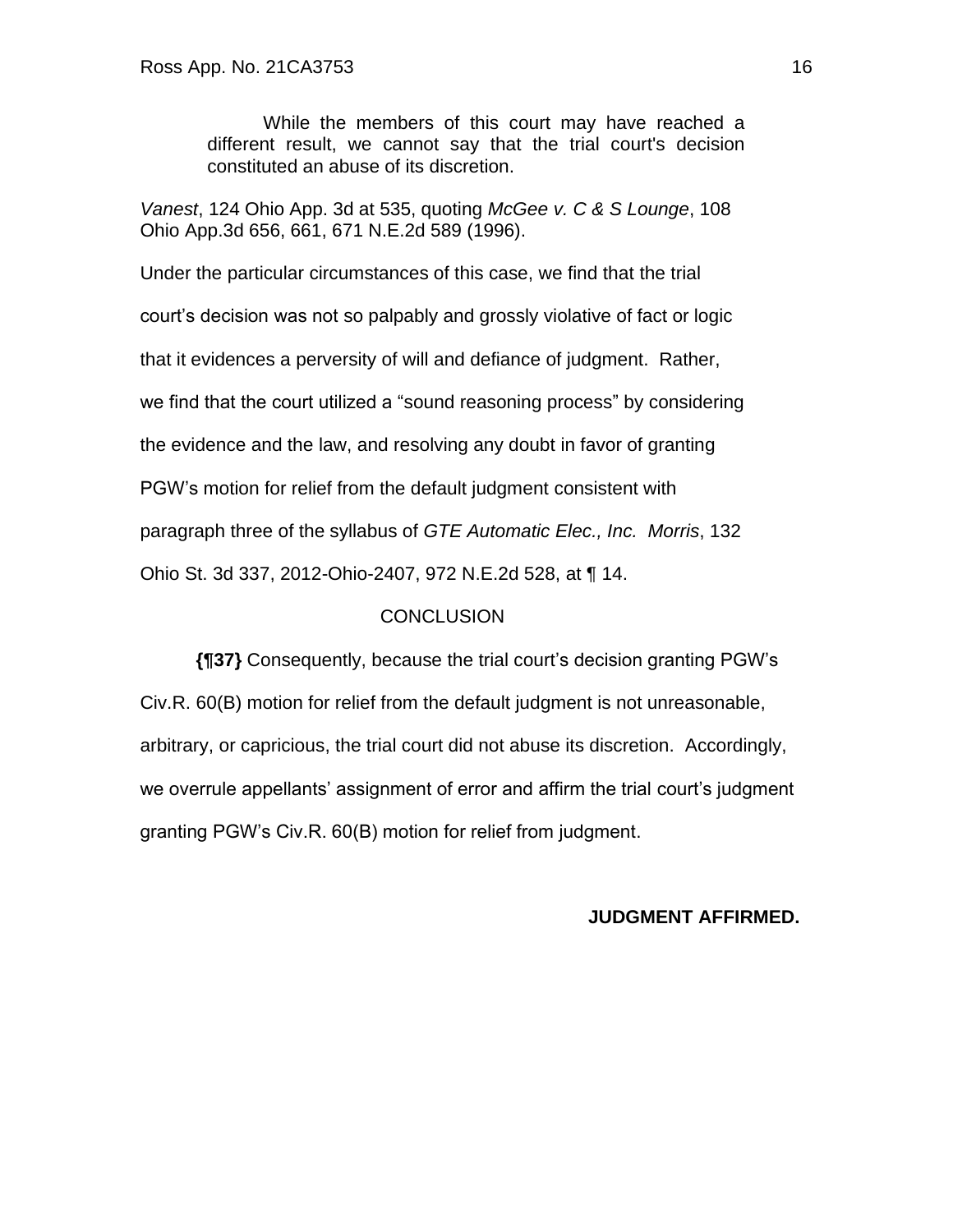> While the members of this court may have reached a different result, we cannot say that the trial court's decision constituted an abuse of its discretion.

*Vanest*, 124 Ohio App. 3d at 535, quoting *McGee v. C & S Lounge*, 108 Ohio App.3d 656, 661, 671 N.E.2d 589 (1996).

Under the particular circumstances of this case, we find that the trial court's decision was not so palpably and grossly violative of fact or logic that it evidences a perversity of will and defiance of judgment. Rather, we find that the court utilized a "sound reasoning process" by considering the evidence and the law, and resolving any doubt in favor of granting PGW's motion for relief from the default judgment consistent with paragraph three of the syllabus of *GTE Automatic Elec., Inc. Morris*, 132 Ohio St. 3d 337, 2012-Ohio-2407, 972 N.E.2d 528, at ¶ 14.

## CONCLUSION

**{¶37}** Consequently, because the trial court's decision granting PGW's Civ.R. 60(B) motion for relief from the default judgment is not unreasonable, arbitrary, or capricious, the trial court did not abuse its discretion. Accordingly, we overrule appellants' assignment of error and affirm the trial court's judgment granting PGW's Civ.R. 60(B) motion for relief from judgment.

**JUDGMENT AFFIRMED.**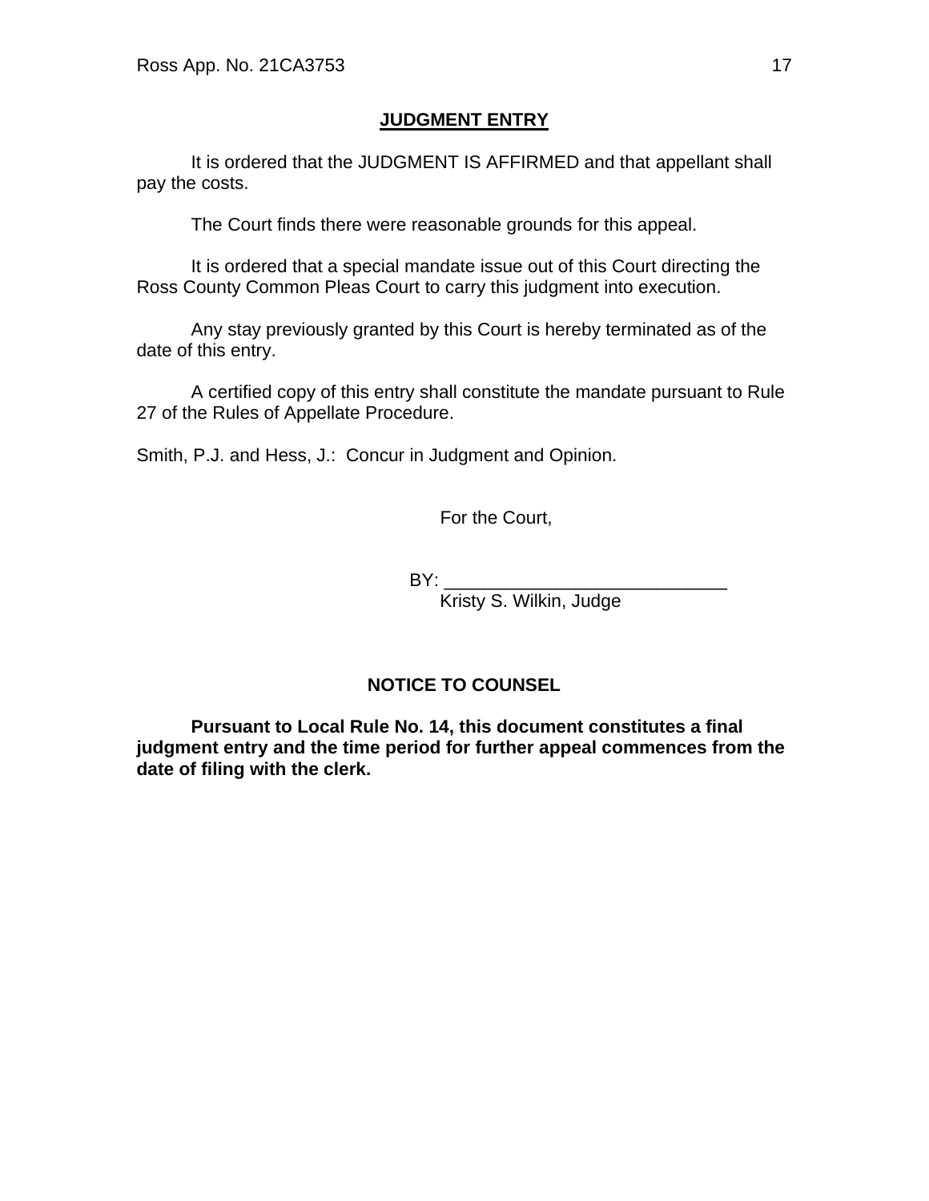## JUDGMENT ENTRY

It is ordered that the JUDGMENT IS AFFIRMED and that appellant shall pay the costs.

The Court finds there were reasonable grounds for this appeal.

It is ordered that a special mandate issue out of this Court directing the Ross County Common Pleas Court to carry this judgment into execution.

Any stay previously granted by this Court is hereby terminated as of the date of this entry.

A certified copy of this entry shall constitute the mandate pursuant to Rule 27 of the Rules of Appellate Procedure.

Smith, P.J. and Hess, J.: Concur in Judgment and Opinion.

For the Court,

BY: ____________________________
Kristy S. Wilkin, Judge

**NOTICE TO COUNSEL**

**Pursuant to Local Rule No. 14, this document constitutes a final judgment entry and the time period for further appeal commences from the date of filing with the clerk.**